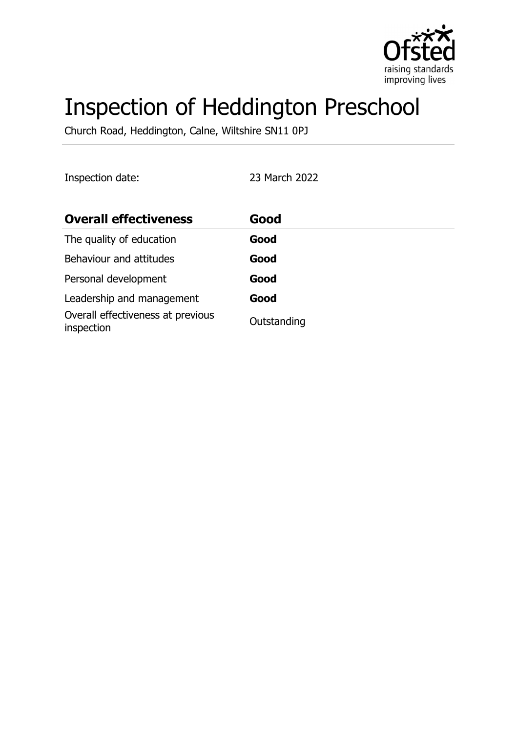# Inspection of Heddington Preschool

Church Road, Heddington, Calne, Wiltshire SN11 0PJ

Inspection date: 23 March 2022

| Overall effectiveness | Good |
| --- | --- |
| The quality of education | **Good** |
| Behaviour and attitudes | **Good** |
| Personal development | **Good** |
| Leadership and management | **Good** |
| Overall effectiveness at previous inspection | Outstanding |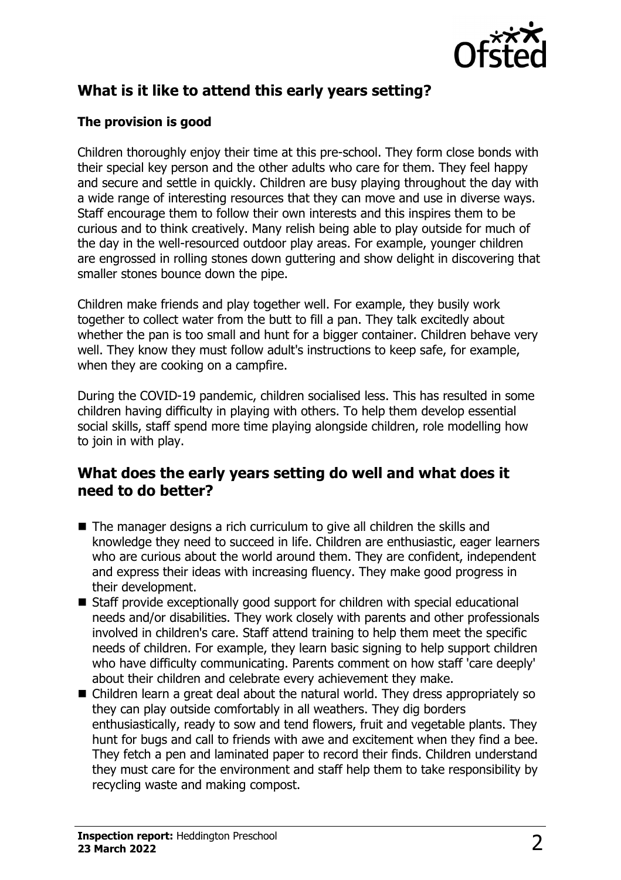## What is it like to attend this early years setting?

### The provision is good

Children thoroughly enjoy their time at this pre-school. They form close bonds with their special key person and the other adults who care for them. They feel happy and secure and settle in quickly. Children are busy playing throughout the day with a wide range of interesting resources that they can move and use in diverse ways. Staff encourage them to follow their own interests and this inspires them to be curious and to think creatively. Many relish being able to play outside for much of the day in the well-resourced outdoor play areas. For example, younger children are engrossed in rolling stones down guttering and show delight in discovering that smaller stones bounce down the pipe.

Children make friends and play together well. For example, they busily work together to collect water from the butt to fill a pan. They talk excitedly about whether the pan is too small and hunt for a bigger container. Children behave very well. They know they must follow adult's instructions to keep safe, for example, when they are cooking on a campfire.

During the COVID-19 pandemic, children socialised less. This has resulted in some children having difficulty in playing with others. To help them develop essential social skills, staff spend more time playing alongside children, role modelling how to join in with play.

## What does the early years setting do well and what does it need to do better?

- The manager designs a rich curriculum to give all children the skills and knowledge they need to succeed in life. Children are enthusiastic, eager learners who are curious about the world around them. They are confident, independent and express their ideas with increasing fluency. They make good progress in their development.
- Staff provide exceptionally good support for children with special educational needs and/or disabilities. They work closely with parents and other professionals involved in children's care. Staff attend training to help them meet the specific needs of children. For example, they learn basic signing to help support children who have difficulty communicating. Parents comment on how staff 'care deeply' about their children and celebrate every achievement they make.
- Children learn a great deal about the natural world. They dress appropriately so they can play outside comfortably in all weathers. They dig borders enthusiastically, ready to sow and tend flowers, fruit and vegetable plants. They hunt for bugs and call to friends with awe and excitement when they find a bee. They fetch a pen and laminated paper to record their finds. Children understand they must care for the environment and staff help them to take responsibility by recycling waste and making compost.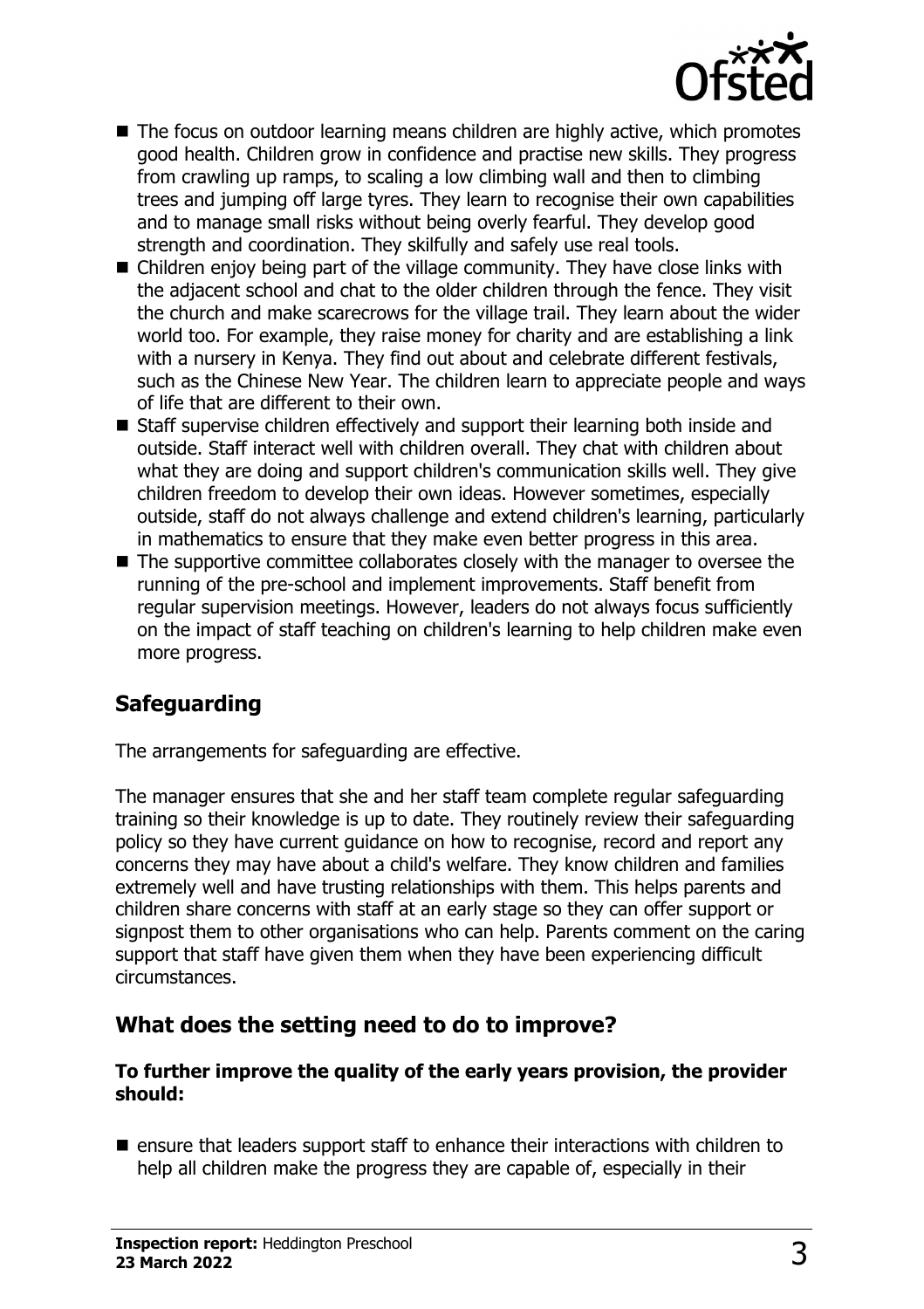- The focus on outdoor learning means children are highly active, which promotes good health. Children grow in confidence and practise new skills. They progress from crawling up ramps, to scaling a low climbing wall and then to climbing trees and jumping off large tyres. They learn to recognise their own capabilities and to manage small risks without being overly fearful. They develop good strength and coordination. They skilfully and safely use real tools.
- Children enjoy being part of the village community. They have close links with the adjacent school and chat to the older children through the fence. They visit the church and make scarecrows for the village trail. They learn about the wider world too. For example, they raise money for charity and are establishing a link with a nursery in Kenya. They find out about and celebrate different festivals, such as the Chinese New Year. The children learn to appreciate people and ways of life that are different to their own.
- Staff supervise children effectively and support their learning both inside and outside. Staff interact well with children overall. They chat with children about what they are doing and support children's communication skills well. They give children freedom to develop their own ideas. However sometimes, especially outside, staff do not always challenge and extend children's learning, particularly in mathematics to ensure that they make even better progress in this area.
- The supportive committee collaborates closely with the manager to oversee the running of the pre-school and implement improvements. Staff benefit from regular supervision meetings. However, leaders do not always focus sufficiently on the impact of staff teaching on children's learning to help children make even more progress.

## Safeguarding

The arrangements for safeguarding are effective.

The manager ensures that she and her staff team complete regular safeguarding training so their knowledge is up to date. They routinely review their safeguarding policy so they have current guidance on how to recognise, record and report any concerns they may have about a child's welfare. They know children and families extremely well and have trusting relationships with them. This helps parents and children share concerns with staff at an early stage so they can offer support or signpost them to other organisations who can help. Parents comment on the caring support that staff have given them when they have been experiencing difficult circumstances.

## What does the setting need to do to improve?

**To further improve the quality of the early years provision, the provider should:**

- ensure that leaders support staff to enhance their interactions with children to help all children make the progress they are capable of, especially in their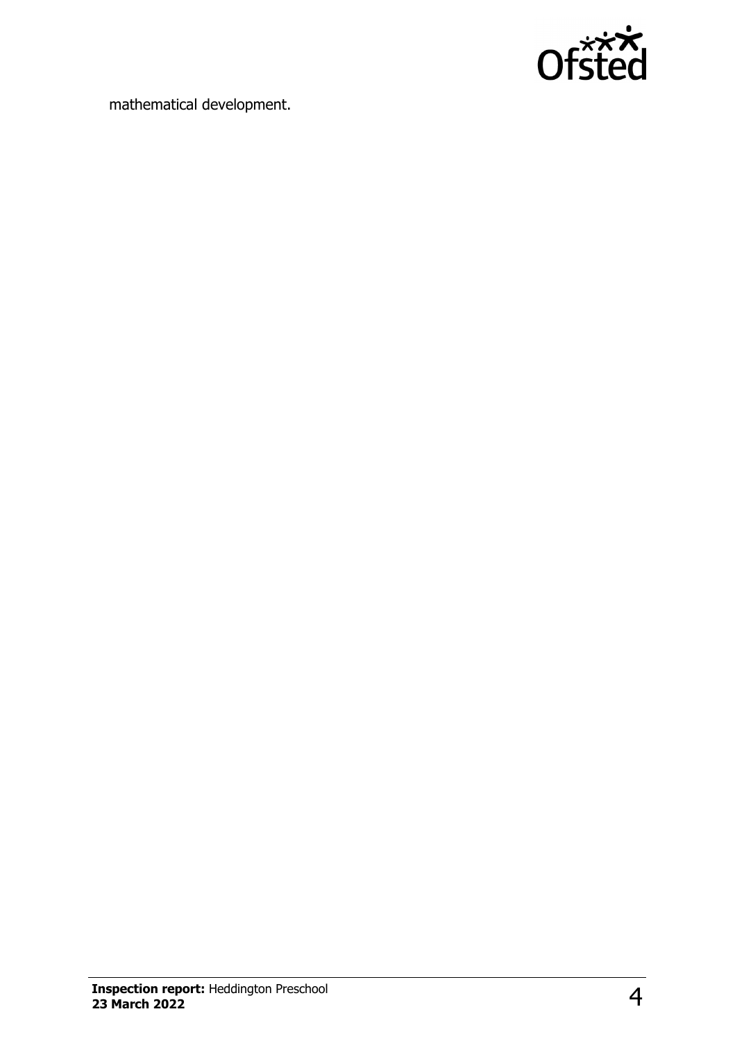mathematical development.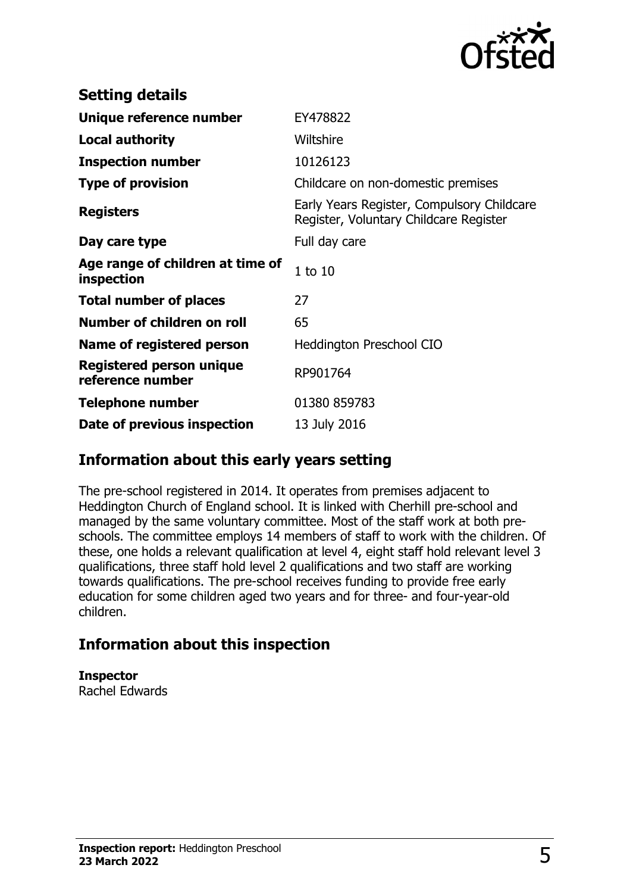## Setting details

| | |
|---|---|
| **Unique reference number** | EY478822 |
| **Local authority** | Wiltshire |
| **Inspection number** | 10126123 |
| **Type of provision** | Childcare on non-domestic premises |
| **Registers** | Early Years Register, Compulsory Childcare Register, Voluntary Childcare Register |
| **Day care type** | Full day care |
| **Age range of children at time of inspection** | 1 to 10 |
| **Total number of places** | 27 |
| **Number of children on roll** | 65 |
| **Name of registered person** | Heddington Preschool CIO |
| **Registered person unique reference number** | RP901764 |
| **Telephone number** | 01380 859783 |
| **Date of previous inspection** | 13 July 2016 |

## Information about this early years setting

The pre-school registered in 2014. It operates from premises adjacent to Heddington Church of England school. It is linked with Cherhill pre-school and managed by the same voluntary committee. Most of the staff work at both pre-schools. The committee employs 14 members of staff to work with the children. Of these, one holds a relevant qualification at level 4, eight staff hold relevant level 3 qualifications, three staff hold level 2 qualifications and two staff are working towards qualifications. The pre-school receives funding to provide free early education for some children aged two years and for three- and four-year-old children.

## Information about this inspection

**Inspector**
Rachel Edwards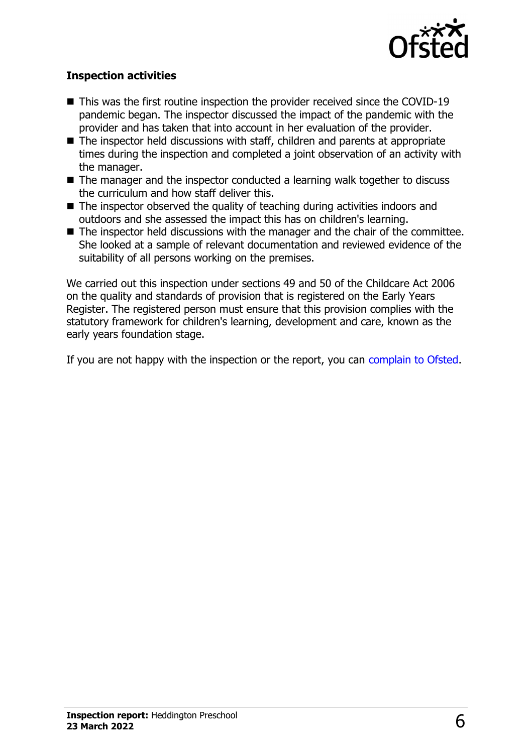### Inspection activities

- This was the first routine inspection the provider received since the COVID-19 pandemic began. The inspector discussed the impact of the pandemic with the provider and has taken that into account in her evaluation of the provider.
- The inspector held discussions with staff, children and parents at appropriate times during the inspection and completed a joint observation of an activity with the manager.
- The manager and the inspector conducted a learning walk together to discuss the curriculum and how staff deliver this.
- The inspector observed the quality of teaching during activities indoors and outdoors and she assessed the impact this has on children's learning.
- The inspector held discussions with the manager and the chair of the committee. She looked at a sample of relevant documentation and reviewed evidence of the suitability of all persons working on the premises.

We carried out this inspection under sections 49 and 50 of the Childcare Act 2006 on the quality and standards of provision that is registered on the Early Years Register. The registered person must ensure that this provision complies with the statutory framework for children's learning, development and care, known as the early years foundation stage.

If you are not happy with the inspection or the report, you can complain to Ofsted.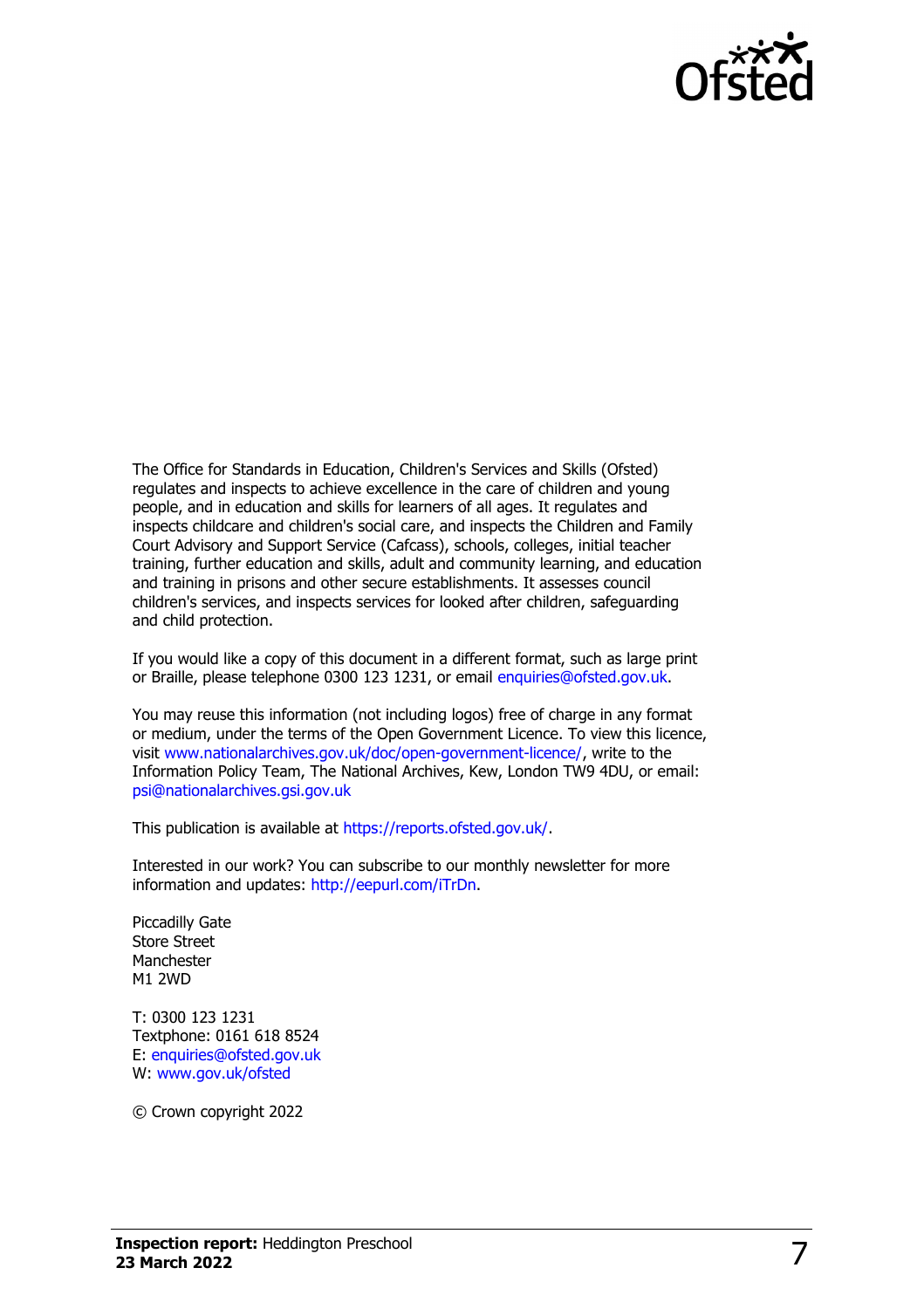The Office for Standards in Education, Children's Services and Skills (Ofsted) regulates and inspects to achieve excellence in the care of children and young people, and in education and skills for learners of all ages. It regulates and inspects childcare and children's social care, and inspects the Children and Family Court Advisory and Support Service (Cafcass), schools, colleges, initial teacher training, further education and skills, adult and community learning, and education and training in prisons and other secure establishments. It assesses council children's services, and inspects services for looked after children, safeguarding and child protection.

If you would like a copy of this document in a different format, such as large print or Braille, please telephone 0300 123 1231, or email enquiries@ofsted.gov.uk.

You may reuse this information (not including logos) free of charge in any format or medium, under the terms of the Open Government Licence. To view this licence, visit www.nationalarchives.gov.uk/doc/open-government-licence/, write to the Information Policy Team, The National Archives, Kew, London TW9 4DU, or email: psi@nationalarchives.gsi.gov.uk

This publication is available at https://reports.ofsted.gov.uk/.

Interested in our work? You can subscribe to our monthly newsletter for more information and updates: http://eepurl.com/iTrDn.

Piccadilly Gate
Store Street
Manchester
M1 2WD

T: 0300 123 1231
Textphone: 0161 618 8524
E: enquiries@ofsted.gov.uk
W: www.gov.uk/ofsted

© Crown copyright 2022